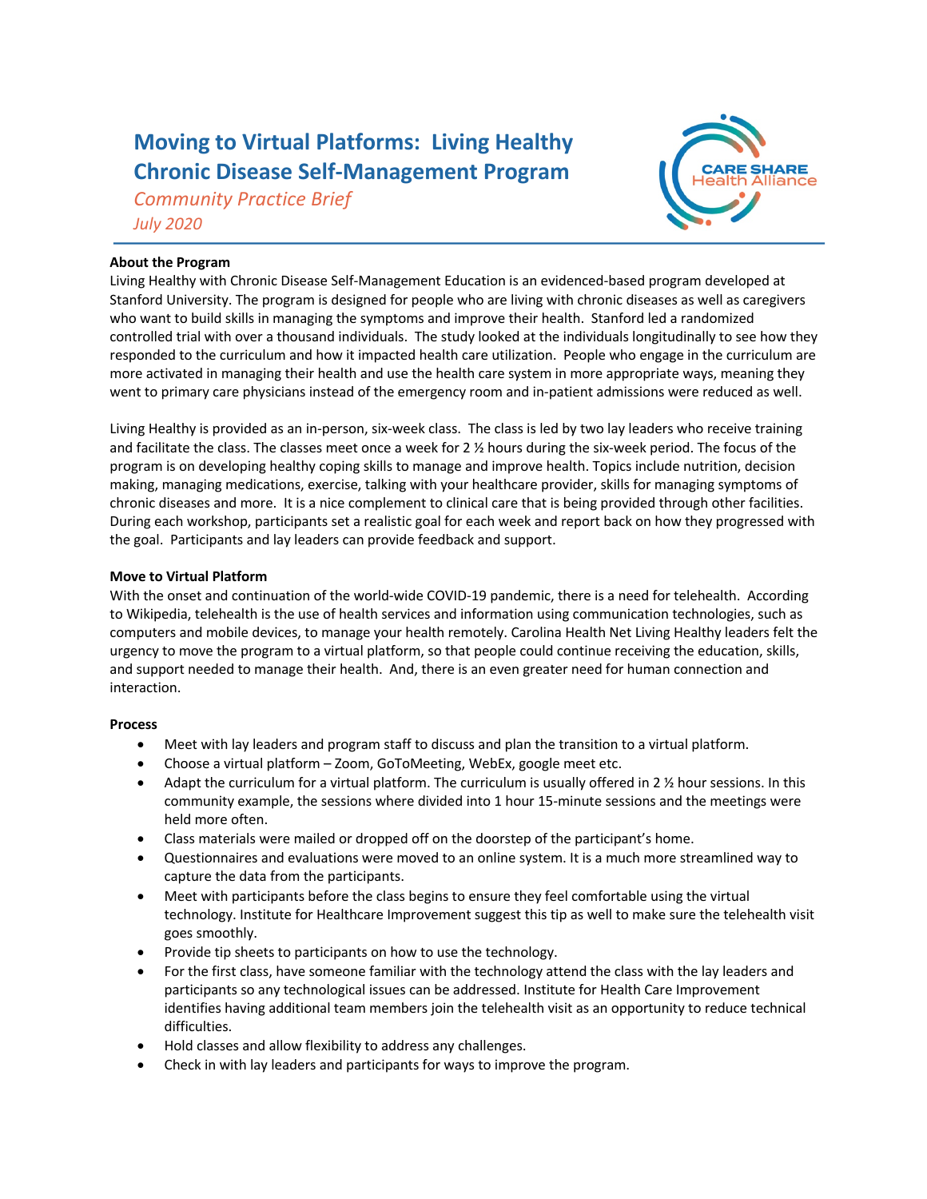# Moving to Virtual Platforms: Living Healthy Chronic Disease Self-Management Program

*Community Practice Brief*

*July 2020*

**About the Program**

Living Healthy with Chronic Disease Self-Management Education is an evidenced-based program developed at Stanford University. The program is designed for people who are living with chronic diseases as well as caregivers who want to build skills in managing the symptoms and improve their health. Stanford led a randomized controlled trial with over a thousand individuals. The study looked at the individuals longitudinally to see how they responded to the curriculum and how it impacted health care utilization. People who engage in the curriculum are more activated in managing their health and use the health care system in more appropriate ways, meaning they went to primary care physicians instead of the emergency room and in-patient admissions were reduced as well.

Living Healthy is provided as an in-person, six-week class. The class is led by two lay leaders who receive training and facilitate the class. The classes meet once a week for 2 ½ hours during the six-week period. The focus of the program is on developing healthy coping skills to manage and improve health. Topics include nutrition, decision making, managing medications, exercise, talking with your healthcare provider, skills for managing symptoms of chronic diseases and more. It is a nice complement to clinical care that is being provided through other facilities. During each workshop, participants set a realistic goal for each week and report back on how they progressed with the goal. Participants and lay leaders can provide feedback and support.

**Move to Virtual Platform**

With the onset and continuation of the world-wide COVID-19 pandemic, there is a need for telehealth. According to Wikipedia, telehealth is the use of health services and information using communication technologies, such as computers and mobile devices, to manage your health remotely. Carolina Health Net Living Healthy leaders felt the urgency to move the program to a virtual platform, so that people could continue receiving the education, skills, and support needed to manage their health. And, there is an even greater need for human connection and interaction.

**Process**

- Meet with lay leaders and program staff to discuss and plan the transition to a virtual platform.
- Choose a virtual platform – Zoom, GoToMeeting, WebEx, google meet etc.
- Adapt the curriculum for a virtual platform. The curriculum is usually offered in 2 ½ hour sessions. In this community example, the sessions where divided into 1 hour 15-minute sessions and the meetings were held more often.
- Class materials were mailed or dropped off on the doorstep of the participant's home.
- Questionnaires and evaluations were moved to an online system. It is a much more streamlined way to capture the data from the participants.
- Meet with participants before the class begins to ensure they feel comfortable using the virtual technology. Institute for Healthcare Improvement suggest this tip as well to make sure the telehealth visit goes smoothly.
- Provide tip sheets to participants on how to use the technology.
- For the first class, have someone familiar with the technology attend the class with the lay leaders and participants so any technological issues can be addressed. Institute for Health Care Improvement identifies having additional team members join the telehealth visit as an opportunity to reduce technical difficulties.
- Hold classes and allow flexibility to address any challenges.
- Check in with lay leaders and participants for ways to improve the program.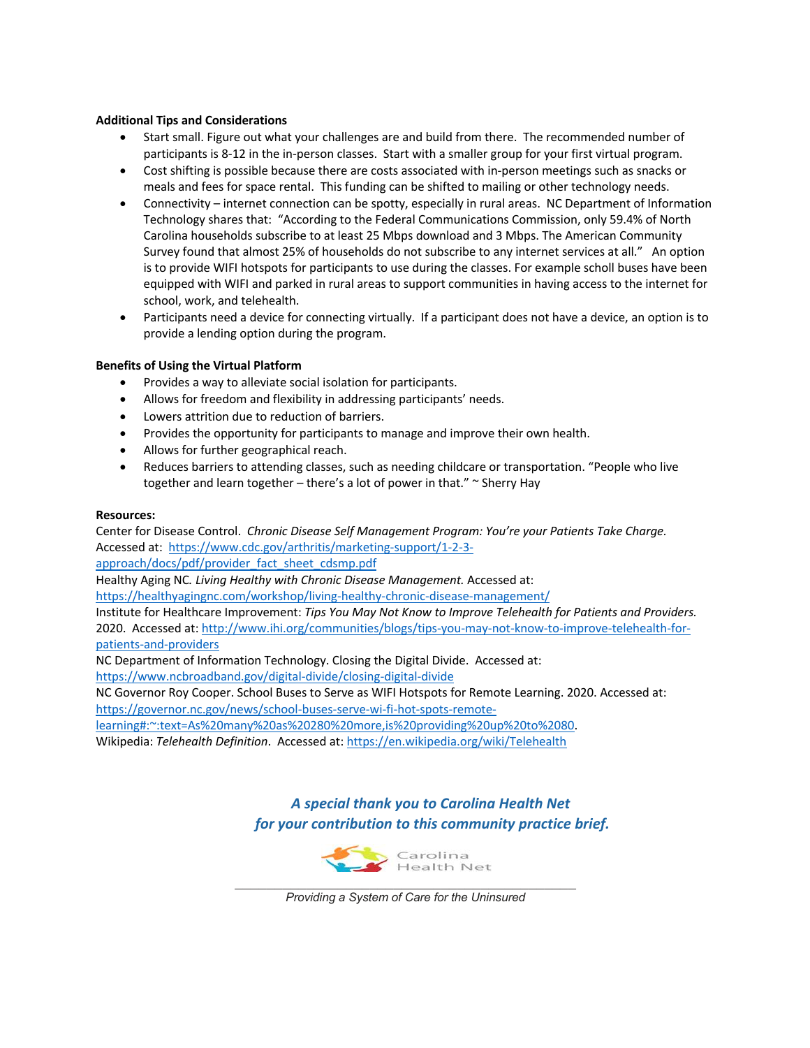**Additional Tips and Considerations**

- Start small. Figure out what your challenges are and build from there. The recommended number of participants is 8-12 in the in-person classes. Start with a smaller group for your first virtual program.
- Cost shifting is possible because there are costs associated with in-person meetings such as snacks or meals and fees for space rental. This funding can be shifted to mailing or other technology needs.
- Connectivity – internet connection can be spotty, especially in rural areas. NC Department of Information Technology shares that: "According to the Federal Communications Commission, only 59.4% of North Carolina households subscribe to at least 25 Mbps download and 3 Mbps. The American Community Survey found that almost 25% of households do not subscribe to any internet services at all." An option is to provide WIFI hotspots for participants to use during the classes. For example scholl buses have been equipped with WIFI and parked in rural areas to support communities in having access to the internet for school, work, and telehealth.
- Participants need a device for connecting virtually. If a participant does not have a device, an option is to provide a lending option during the program.

**Benefits of Using the Virtual Platform**

- Provides a way to alleviate social isolation for participants.
- Allows for freedom and flexibility in addressing participants' needs.
- Lowers attrition due to reduction of barriers.
- Provides the opportunity for participants to manage and improve their own health.
- Allows for further geographical reach.
- Reduces barriers to attending classes, such as needing childcare or transportation. "People who live together and learn together – there's a lot of power in that." ~ Sherry Hay

**Resources:**

Center for Disease Control. *Chronic Disease Self Management Program: You're your Patients Take Charge.* Accessed at: https://www.cdc.gov/arthritis/marketing-support/1-2-3-approach/docs/pdf/provider_fact_sheet_cdsmp.pdf
Healthy Aging NC. *Living Healthy with Chronic Disease Management.* Accessed at: https://healthyagingnc.com/workshop/living-healthy-chronic-disease-management/
Institute for Healthcare Improvement: *Tips You May Not Know to Improve Telehealth for Patients and Providers.* 2020. Accessed at: http://www.ihi.org/communities/blogs/tips-you-may-not-know-to-improve-telehealth-for-patients-and-providers
NC Department of Information Technology. Closing the Digital Divide. Accessed at: https://www.ncbroadband.gov/digital-divide/closing-digital-divide
NC Governor Roy Cooper. School Buses to Serve as WIFI Hotspots for Remote Learning. 2020. Accessed at: https://governor.nc.gov/news/school-buses-serve-wi-fi-hot-spots-remote-learning#:~:text=As%20many%20as%20280%20more,is%20providing%20up%20to%2080.
Wikipedia: *Telehealth Definition*. Accessed at: https://en.wikipedia.org/wiki/Telehealth

***A special thank you to Carolina Health Net***
***for your contribution to this community practice brief.***

Carolina Health Net

*Providing a System of Care for the Uninsured*